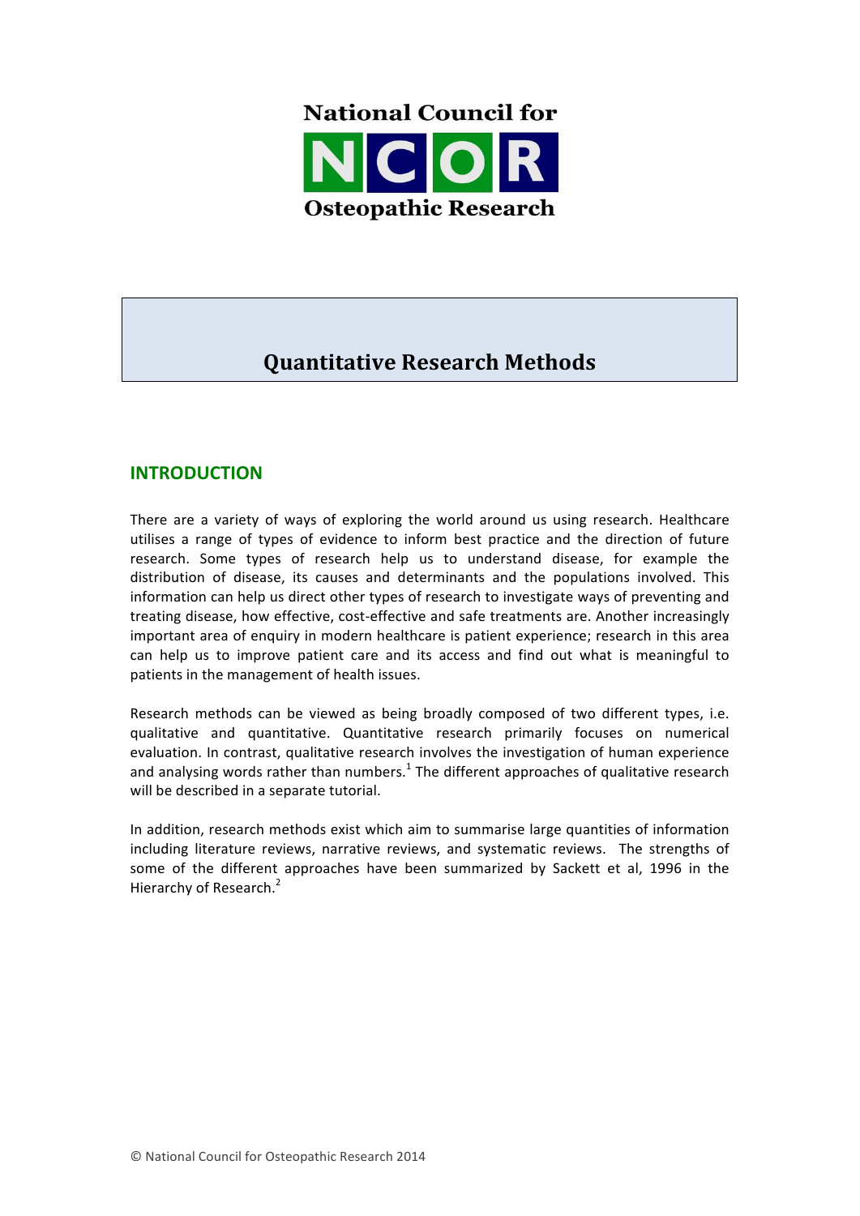National Council for

NCOR

Osteopathic Research

# Quantitative Research Methods

## INTRODUCTION

There are a variety of ways of exploring the world around us using research. Healthcare utilises a range of types of evidence to inform best practice and the direction of future research. Some types of research help us to understand disease, for example the distribution of disease, its causes and determinants and the populations involved. This information can help us direct other types of research to investigate ways of preventing and treating disease, how effective, cost-effective and safe treatments are. Another increasingly important area of enquiry in modern healthcare is patient experience; research in this area can help us to improve patient care and its access and find out what is meaningful to patients in the management of health issues.

Research methods can be viewed as being broadly composed of two different types, i.e. qualitative and quantitative. Quantitative research primarily focuses on numerical evaluation. In contrast, qualitative research involves the investigation of human experience and analysing words rather than numbers.[1] The different approaches of qualitative research will be described in a separate tutorial.

In addition, research methods exist which aim to summarise large quantities of information including literature reviews, narrative reviews, and systematic reviews. The strengths of some of the different approaches have been summarized by Sackett et al, 1996 in the Hierarchy of Research.[2]

© National Council for Osteopathic Research 2014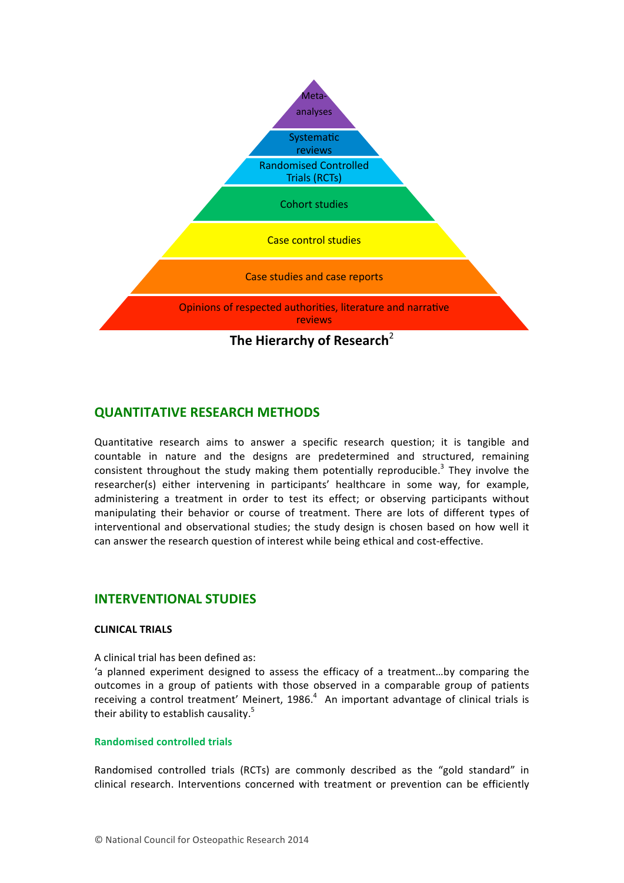Meta-analyses

Systematic reviews

Randomised Controlled Trials (RCTs)

Cohort studies

Case control studies

Case studies and case reports

Opinions of respected authorities, literature and narrative reviews

**The Hierarchy of Research**[2]

## QUANTITATIVE RESEARCH METHODS

Quantitative research aims to answer a specific research question; it is tangible and countable in nature and the designs are predetermined and structured, remaining consistent throughout the study making them potentially reproducible.[3] They involve the researcher(s) either intervening in participants' healthcare in some way, for example, administering a treatment in order to test its effect; or observing participants without manipulating their behavior or course of treatment. There are lots of different types of interventional and observational studies; the study design is chosen based on how well it can answer the research question of interest while being ethical and cost-effective.

## INTERVENTIONAL STUDIES

### CLINICAL TRIALS

A clinical trial has been defined as:
'a planned experiment designed to assess the efficacy of a treatment…by comparing the outcomes in a group of patients with those observed in a comparable group of patients receiving a control treatment' Meinert, 1986.[4] An important advantage of clinical trials is their ability to establish causality.[5]

#### Randomised controlled trials

Randomised controlled trials (RCTs) are commonly described as the "gold standard" in clinical research. Interventions concerned with treatment or prevention can be efficiently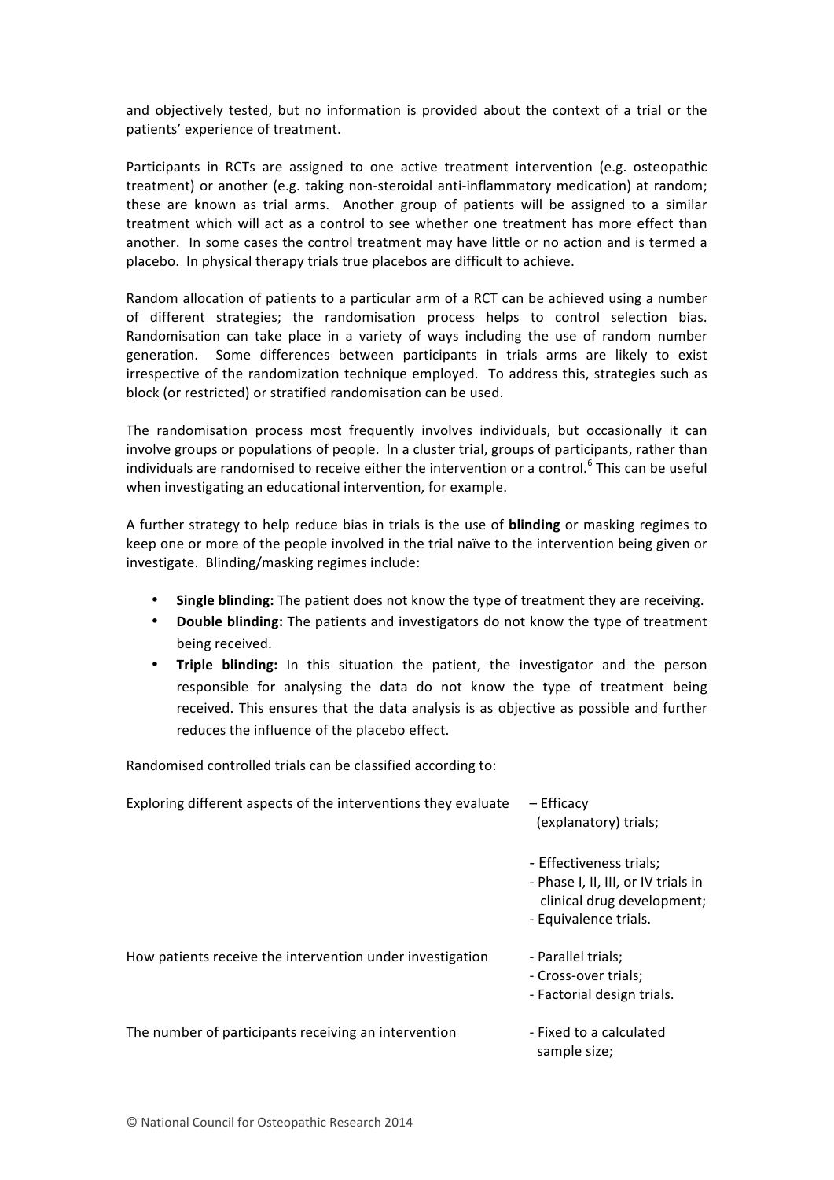and objectively tested, but no information is provided about the context of a trial or the patients' experience of treatment.

Participants in RCTs are assigned to one active treatment intervention (e.g. osteopathic treatment) or another (e.g. taking non-steroidal anti-inflammatory medication) at random; these are known as trial arms. Another group of patients will be assigned to a similar treatment which will act as a control to see whether one treatment has more effect than another. In some cases the control treatment may have little or no action and is termed a placebo. In physical therapy trials true placebos are difficult to achieve.

Random allocation of patients to a particular arm of a RCT can be achieved using a number of different strategies; the randomisation process helps to control selection bias. Randomisation can take place in a variety of ways including the use of random number generation. Some differences between participants in trials arms are likely to exist irrespective of the randomization technique employed. To address this, strategies such as block (or restricted) or stratified randomisation can be used.

The randomisation process most frequently involves individuals, but occasionally it can involve groups or populations of people. In a cluster trial, groups of participants, rather than individuals are randomised to receive either the intervention or a control.[6] This can be useful when investigating an educational intervention, for example.

A further strategy to help reduce bias in trials is the use of **blinding** or masking regimes to keep one or more of the people involved in the trial naïve to the intervention being given or investigate. Blinding/masking regimes include:

- **Single blinding:** The patient does not know the type of treatment they are receiving.
- **Double blinding:** The patients and investigators do not know the type of treatment being received.
- **Triple blinding:** In this situation the patient, the investigator and the person responsible for analysing the data do not know the type of treatment being received. This ensures that the data analysis is as objective as possible and further reduces the influence of the placebo effect.

Randomised controlled trials can be classified according to:

| | |
|---|---|
| Exploring different aspects of the interventions they evaluate | – Efficacy (explanatory) trials;<br>- Effectiveness trials;<br>- Phase I, II, III, or IV trials in clinical drug development;<br>- Equivalence trials. |
| How patients receive the intervention under investigation | - Parallel trials;<br>- Cross-over trials;<br>- Factorial design trials. |
| The number of participants receiving an intervention | - Fixed to a calculated sample size; |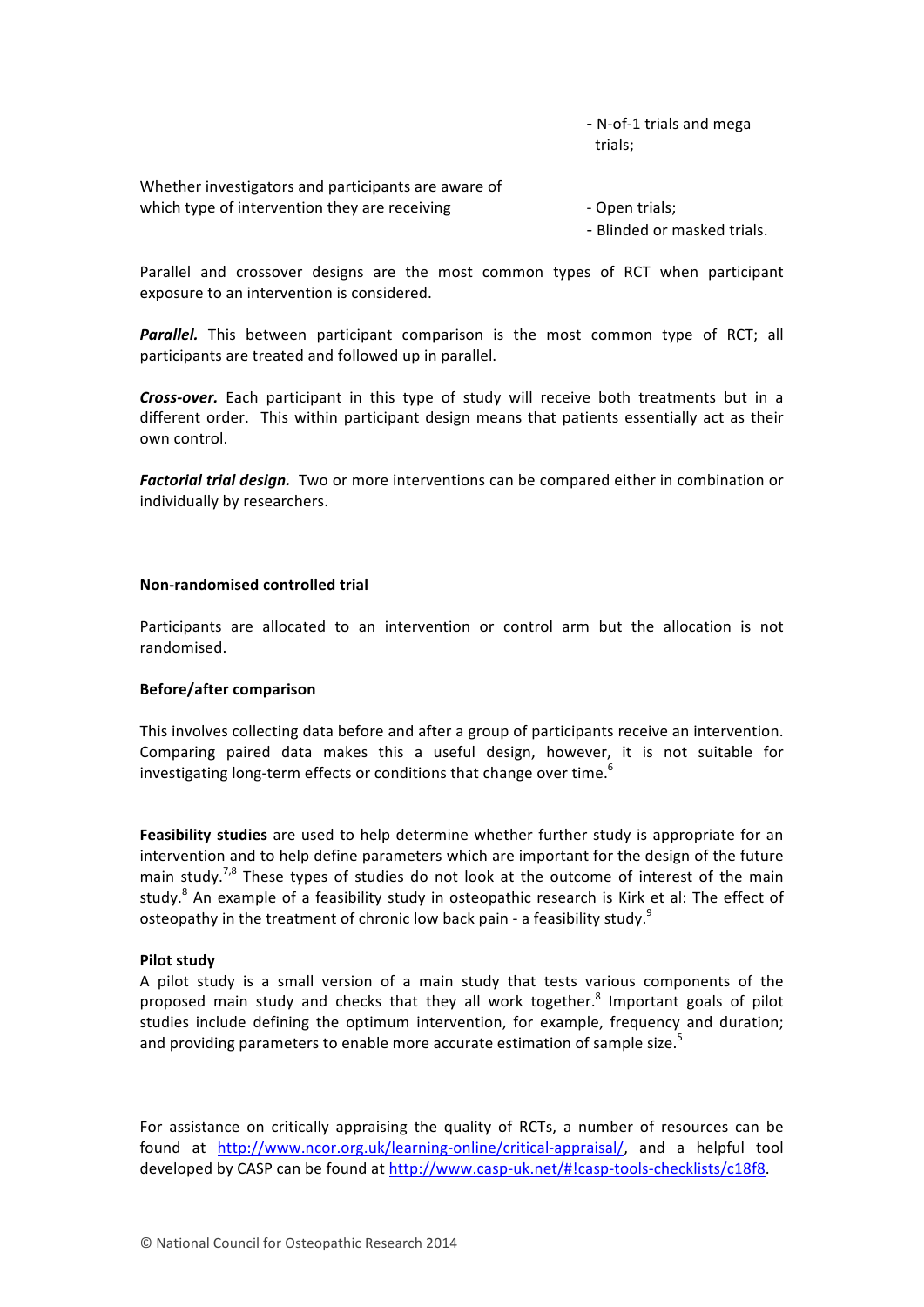| | |
|---|---|
| | - N-of-1 trials and mega trials; |
| Whether investigators and participants are aware of which type of intervention they are receiving | - Open trials;<br>- Blinded or masked trials. |

Parallel and crossover designs are the most common types of RCT when participant exposure to an intervention is considered.

***Parallel.*** This between participant comparison is the most common type of RCT; all participants are treated and followed up in parallel.

***Cross-over.*** Each participant in this type of study will receive both treatments but in a different order. This within participant design means that patients essentially act as their own control.

***Factorial trial design.*** Two or more interventions can be compared either in combination or individually by researchers.

**Non-randomised controlled trial**

Participants are allocated to an intervention or control arm but the allocation is not randomised.

**Before/after comparison**

This involves collecting data before and after a group of participants receive an intervention. Comparing paired data makes this a useful design, however, it is not suitable for investigating long-term effects or conditions that change over time.[6]

**Feasibility studies** are used to help determine whether further study is appropriate for an intervention and to help define parameters which are important for the design of the future main study.[7,8] These types of studies do not look at the outcome of interest of the main study.[8] An example of a feasibility study in osteopathic research is Kirk et al: The effect of osteopathy in the treatment of chronic low back pain - a feasibility study.[9]

**Pilot study**

A pilot study is a small version of a main study that tests various components of the proposed main study and checks that they all work together.[8] Important goals of pilot studies include defining the optimum intervention, for example, frequency and duration; and providing parameters to enable more accurate estimation of sample size.[5]

For assistance on critically appraising the quality of RCTs, a number of resources can be found at http://www.ncor.org.uk/learning-online/critical-appraisal/, and a helpful tool developed by CASP can be found at http://www.casp-uk.net/#!casp-tools-checklists/c18f8.

© National Council for Osteopathic Research 2014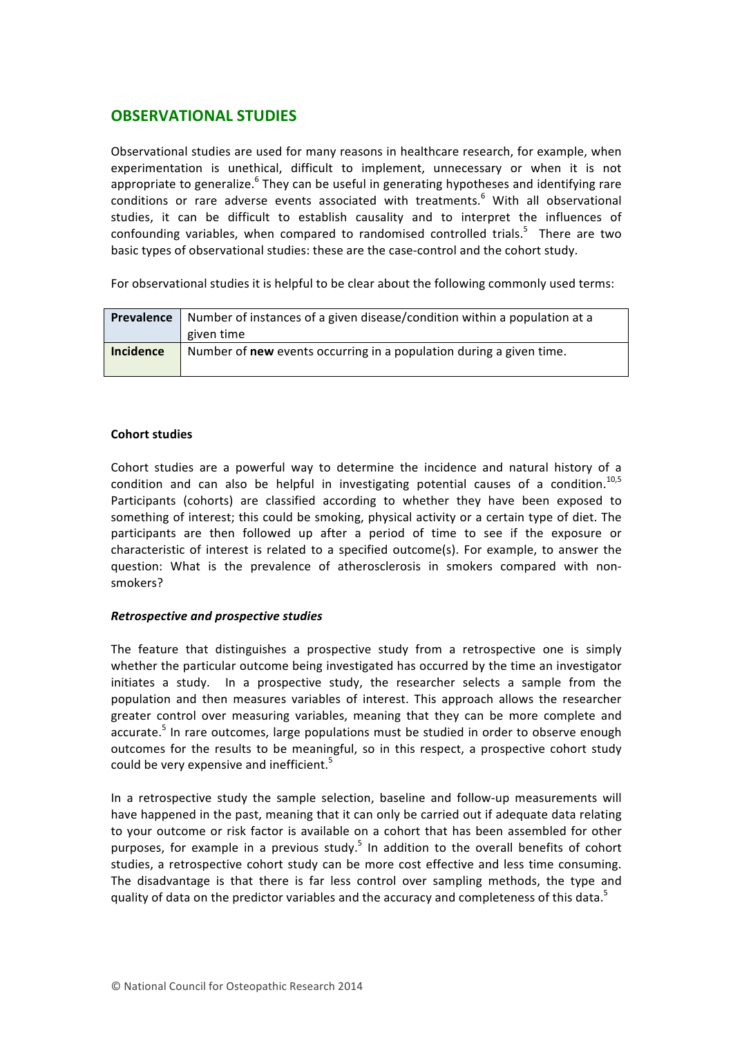## OBSERVATIONAL STUDIES

Observational studies are used for many reasons in healthcare research, for example, when experimentation is unethical, difficult to implement, unnecessary or when it is not appropriate to generalize.[6] They can be useful in generating hypotheses and identifying rare conditions or rare adverse events associated with treatments.[6] With all observational studies, it can be difficult to establish causality and to interpret the influences of confounding variables, when compared to randomised controlled trials.[5] There are two basic types of observational studies: these are the case-control and the cohort study.

For observational studies it is helpful to be clear about the following commonly used terms:

| Term | Definition |
|---|---|
| **Prevalence** | Number of instances of a given disease/condition within a population at a given time |
| **Incidence** | Number of **new** events occurring in a population during a given time. |

### Cohort studies

Cohort studies are a powerful way to determine the incidence and natural history of a condition and can also be helpful in investigating potential causes of a condition.[10,5] Participants (cohorts) are classified according to whether they have been exposed to something of interest; this could be smoking, physical activity or a certain type of diet. The participants are then followed up after a period of time to see if the exposure or characteristic of interest is related to a specified outcome(s). For example, to answer the question: What is the prevalence of atherosclerosis in smokers compared with non-smokers?

#### *Retrospective and prospective studies*

The feature that distinguishes a prospective study from a retrospective one is simply whether the particular outcome being investigated has occurred by the time an investigator initiates a study. In a prospective study, the researcher selects a sample from the population and then measures variables of interest. This approach allows the researcher greater control over measuring variables, meaning that they can be more complete and accurate.[5] In rare outcomes, large populations must be studied in order to observe enough outcomes for the results to be meaningful, so in this respect, a prospective cohort study could be very expensive and inefficient.[5]

In a retrospective study the sample selection, baseline and follow-up measurements will have happened in the past, meaning that it can only be carried out if adequate data relating to your outcome or risk factor is available on a cohort that has been assembled for other purposes, for example in a previous study.[5] In addition to the overall benefits of cohort studies, a retrospective cohort study can be more cost effective and less time consuming. The disadvantage is that there is far less control over sampling methods, the type and quality of data on the predictor variables and the accuracy and completeness of this data.[5]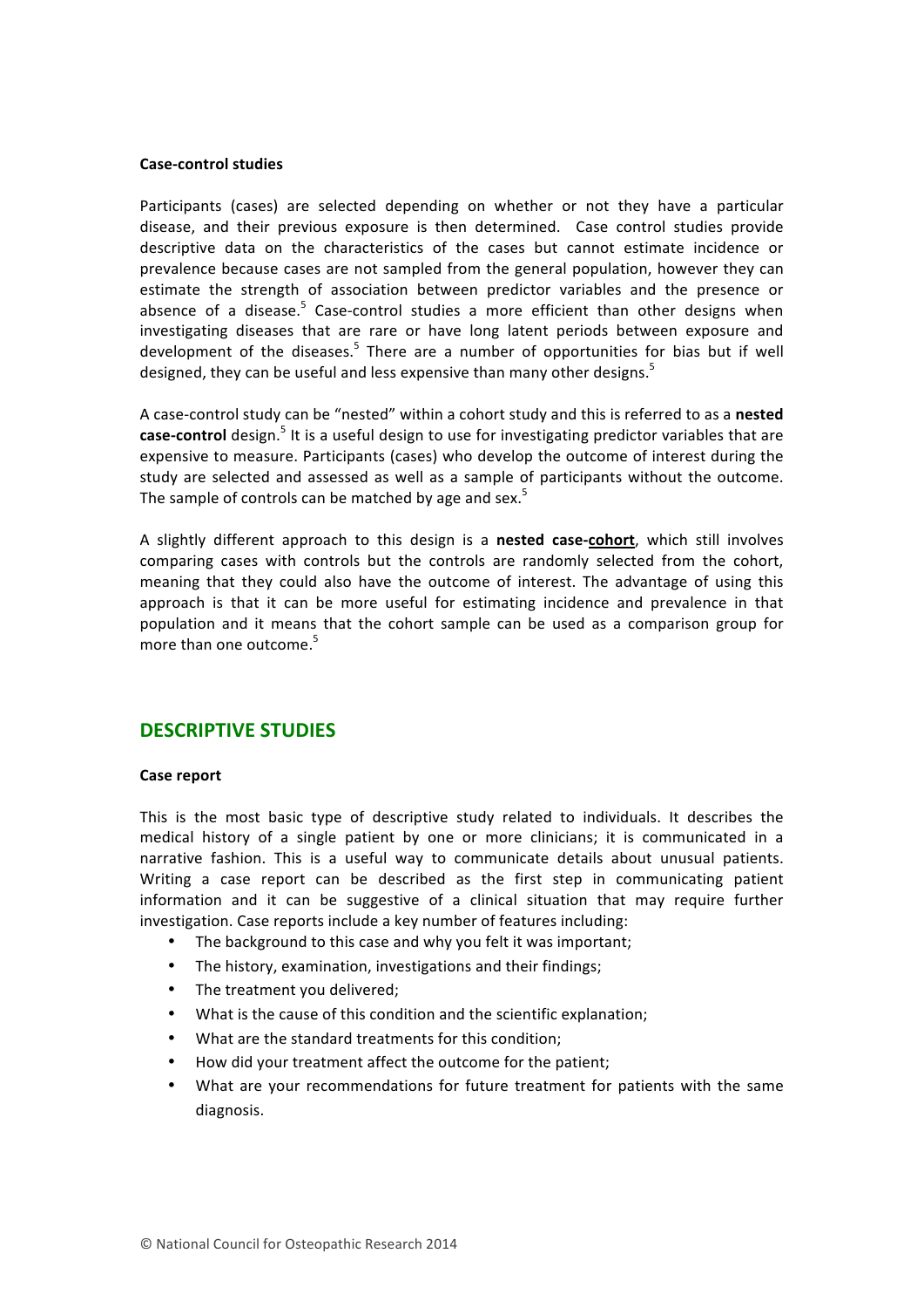**Case-control studies**

Participants (cases) are selected depending on whether or not they have a particular disease, and their previous exposure is then determined. Case control studies provide descriptive data on the characteristics of the cases but cannot estimate incidence or prevalence because cases are not sampled from the general population, however they can estimate the strength of association between predictor variables and the presence or absence of a disease.[5] Case-control studies a more efficient than other designs when investigating diseases that are rare or have long latent periods between exposure and development of the diseases.[5] There are a number of opportunities for bias but if well designed, they can be useful and less expensive than many other designs.[5]

A case-control study can be "nested" within a cohort study and this is referred to as a **nested case-control** design.[5] It is a useful design to use for investigating predictor variables that are expensive to measure. Participants (cases) who develop the outcome of interest during the study are selected and assessed as well as a sample of participants without the outcome. The sample of controls can be matched by age and sex.[5]

A slightly different approach to this design is a **nested case-cohort**, which still involves comparing cases with controls but the controls are randomly selected from the cohort, meaning that they could also have the outcome of interest. The advantage of using this approach is that it can be more useful for estimating incidence and prevalence in that population and it means that the cohort sample can be used as a comparison group for more than one outcome.[5]

## DESCRIPTIVE STUDIES

**Case report**

This is the most basic type of descriptive study related to individuals. It describes the medical history of a single patient by one or more clinicians; it is communicated in a narrative fashion. This is a useful way to communicate details about unusual patients. Writing a case report can be described as the first step in communicating patient information and it can be suggestive of a clinical situation that may require further investigation. Case reports include a key number of features including:

- The background to this case and why you felt it was important;
- The history, examination, investigations and their findings;
- The treatment you delivered;
- What is the cause of this condition and the scientific explanation;
- What are the standard treatments for this condition;
- How did your treatment affect the outcome for the patient;
- What are your recommendations for future treatment for patients with the same diagnosis.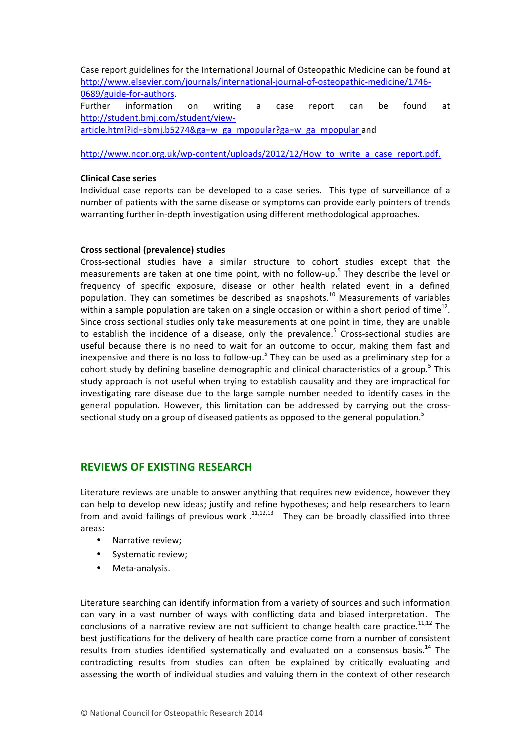Case report guidelines for the International Journal of Osteopathic Medicine can be found at [http://www.elsevier.com/journals/international-journal-of-osteopathic-medicine/1746-0689/guide-for-authors](http://www.elsevier.com/journals/international-journal-of-osteopathic-medicine/1746-0689/guide-for-authors).

Further information on writing a case report can be found at [http://student.bmj.com/student/view-article.html?id=sbmj.b5274&ga=w_ga_mpopular?ga=w_ga_mpopular](http://student.bmj.com/student/view-article.html?id=sbmj.b5274&ga=w_ga_mpopular?ga=w_ga_mpopular) and

[http://www.ncor.org.uk/wp-content/uploads/2012/12/How_to_write_a_case_report.pdf.](http://www.ncor.org.uk/wp-content/uploads/2012/12/How_to_write_a_case_report.pdf)

**Clinical Case series**

Individual case reports can be developed to a case series. This type of surveillance of a number of patients with the same disease or symptoms can provide early pointers of trends warranting further in-depth investigation using different methodological approaches.

**Cross sectional (prevalence) studies**

Cross-sectional studies have a similar structure to cohort studies except that the measurements are taken at one time point, with no follow-up.[5] They describe the level or frequency of specific exposure, disease or other health related event in a defined population. They can sometimes be described as snapshots.[10] Measurements of variables within a sample population are taken on a single occasion or within a short period of time[12]. Since cross sectional studies only take measurements at one point in time, they are unable to establish the incidence of a disease, only the prevalence.[5] Cross-sectional studies are useful because there is no need to wait for an outcome to occur, making them fast and inexpensive and there is no loss to follow-up.[5] They can be used as a preliminary step for a cohort study by defining baseline demographic and clinical characteristics of a group.[5] This study approach is not useful when trying to establish causality and they are impractical for investigating rare disease due to the large sample number needed to identify cases in the general population. However, this limitation can be addressed by carrying out the cross-sectional study on a group of diseased patients as opposed to the general population.[5]

## REVIEWS OF EXISTING RESEARCH

Literature reviews are unable to answer anything that requires new evidence, however they can help to develop new ideas; justify and refine hypotheses; and help researchers to learn from and avoid failings of previous work .[11,12,13] They can be broadly classified into three areas:

- Narrative review;
- Systematic review;
- Meta-analysis.

Literature searching can identify information from a variety of sources and such information can vary in a vast number of ways with conflicting data and biased interpretation. The conclusions of a narrative review are not sufficient to change health care practice.[11,12] The best justifications for the delivery of health care practice come from a number of consistent results from studies identified systematically and evaluated on a consensus basis.[14] The contradicting results from studies can often be explained by critically evaluating and assessing the worth of individual studies and valuing them in the context of other research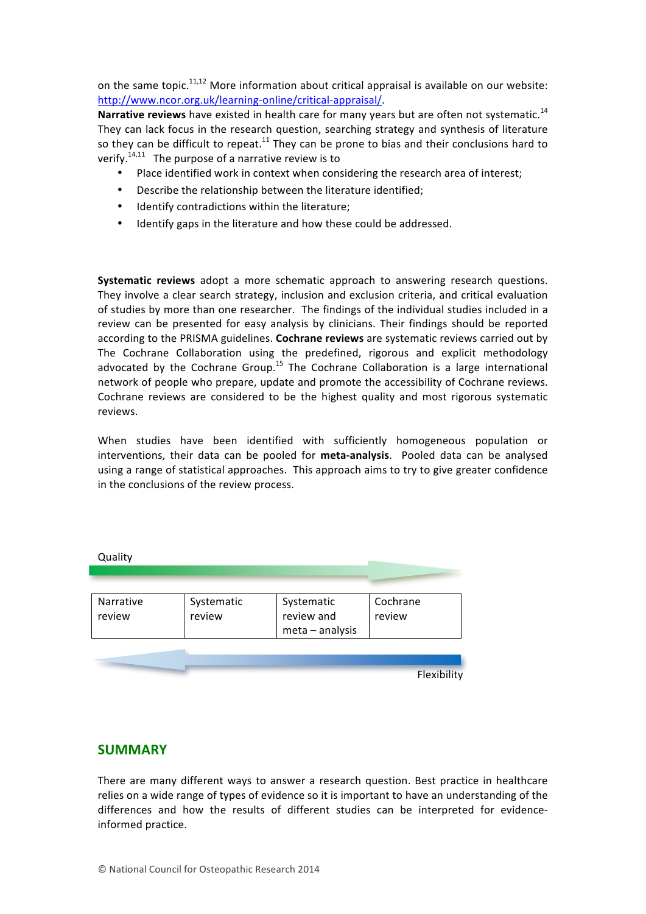on the same topic.[11,12] More information about critical appraisal is available on our website: http://www.ncor.org.uk/learning-online/critical-appraisal/.

**Narrative reviews** have existed in health care for many years but are often not systematic.[14] They can lack focus in the research question, searching strategy and synthesis of literature so they can be difficult to repeat.[11] They can be prone to bias and their conclusions hard to verify.[14,11] The purpose of a narrative review is to

- Place identified work in context when considering the research area of interest;
- Describe the relationship between the literature identified;
- Identify contradictions within the literature;
- Identify gaps in the literature and how these could be addressed.

**Systematic reviews** adopt a more schematic approach to answering research questions. They involve a clear search strategy, inclusion and exclusion criteria, and critical evaluation of studies by more than one researcher. The findings of the individual studies included in a review can be presented for easy analysis by clinicians. Their findings should be reported according to the PRISMA guidelines. **Cochrane reviews** are systematic reviews carried out by The Cochrane Collaboration using the predefined, rigorous and explicit methodology advocated by the Cochrane Group.[15] The Cochrane Collaboration is a large international network of people who prepare, update and promote the accessibility of Cochrane reviews. Cochrane reviews are considered to be the highest quality and most rigorous systematic reviews.

When studies have been identified with sufficiently homogeneous population or interventions, their data can be pooled for **meta-analysis**. Pooled data can be analysed using a range of statistical approaches. This approach aims to try to give greater confidence in the conclusions of the review process.

Quality →

| Narrative review | Systematic review | Systematic review and meta – analysis | Cochrane review |
|---|---|---|---|

← Flexibility

## SUMMARY

There are many different ways to answer a research question. Best practice in healthcare relies on a wide range of types of evidence so it is important to have an understanding of the differences and how the results of different studies can be interpreted for evidence-informed practice.

© National Council for Osteopathic Research 2014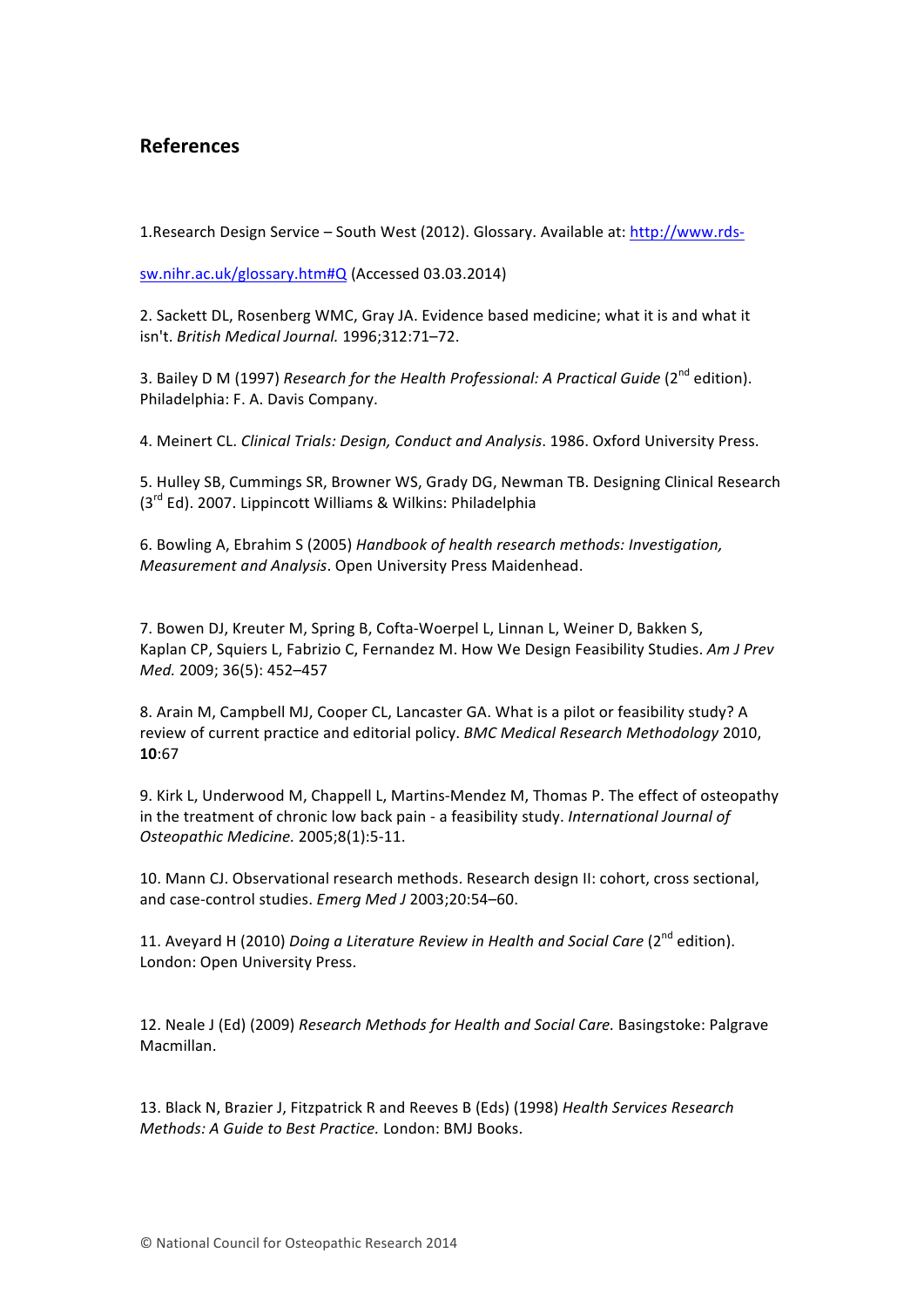## References

1.Research Design Service – South West (2012). Glossary. Available at: http://www.rds-sw.nihr.ac.uk/glossary.htm#Q (Accessed 03.03.2014)

2. Sackett DL, Rosenberg WMC, Gray JA. Evidence based medicine; what it is and what it isn't. *British Medical Journal.* 1996;312:71–72.

3. Bailey D M (1997) *Research for the Health Professional: A Practical Guide* (2nd edition). Philadelphia: F. A. Davis Company.

4. Meinert CL. *Clinical Trials: Design, Conduct and Analysis*. 1986. Oxford University Press.

5. Hulley SB, Cummings SR, Browner WS, Grady DG, Newman TB. Designing Clinical Research (3rd Ed). 2007. Lippincott Williams & Wilkins: Philadelphia

6. Bowling A, Ebrahim S (2005) *Handbook of health research methods: Investigation, Measurement and Analysis*. Open University Press Maidenhead.

7. Bowen DJ, Kreuter M, Spring B, Cofta-Woerpel L, Linnan L, Weiner D, Bakken S, Kaplan CP, Squiers L, Fabrizio C, Fernandez M. How We Design Feasibility Studies. *Am J Prev Med.* 2009; 36(5): 452–457

8. Arain M, Campbell MJ, Cooper CL, Lancaster GA. What is a pilot or feasibility study? A review of current practice and editorial policy. *BMC Medical Research Methodology* 2010, **10**:67

9. Kirk L, Underwood M, Chappell L, Martins-Mendez M, Thomas P. The effect of osteopathy in the treatment of chronic low back pain - a feasibility study. *International Journal of Osteopathic Medicine.* 2005;8(1):5-11.

10. Mann CJ. Observational research methods. Research design II: cohort, cross sectional, and case-control studies. *Emerg Med J* 2003;20:54–60.

11. Aveyard H (2010) *Doing a Literature Review in Health and Social Care* (2nd edition). London: Open University Press.

12. Neale J (Ed) (2009) *Research Methods for Health and Social Care.* Basingstoke: Palgrave Macmillan.

13. Black N, Brazier J, Fitzpatrick R and Reeves B (Eds) (1998) *Health Services Research Methods: A Guide to Best Practice.* London: BMJ Books.

© National Council for Osteopathic Research 2014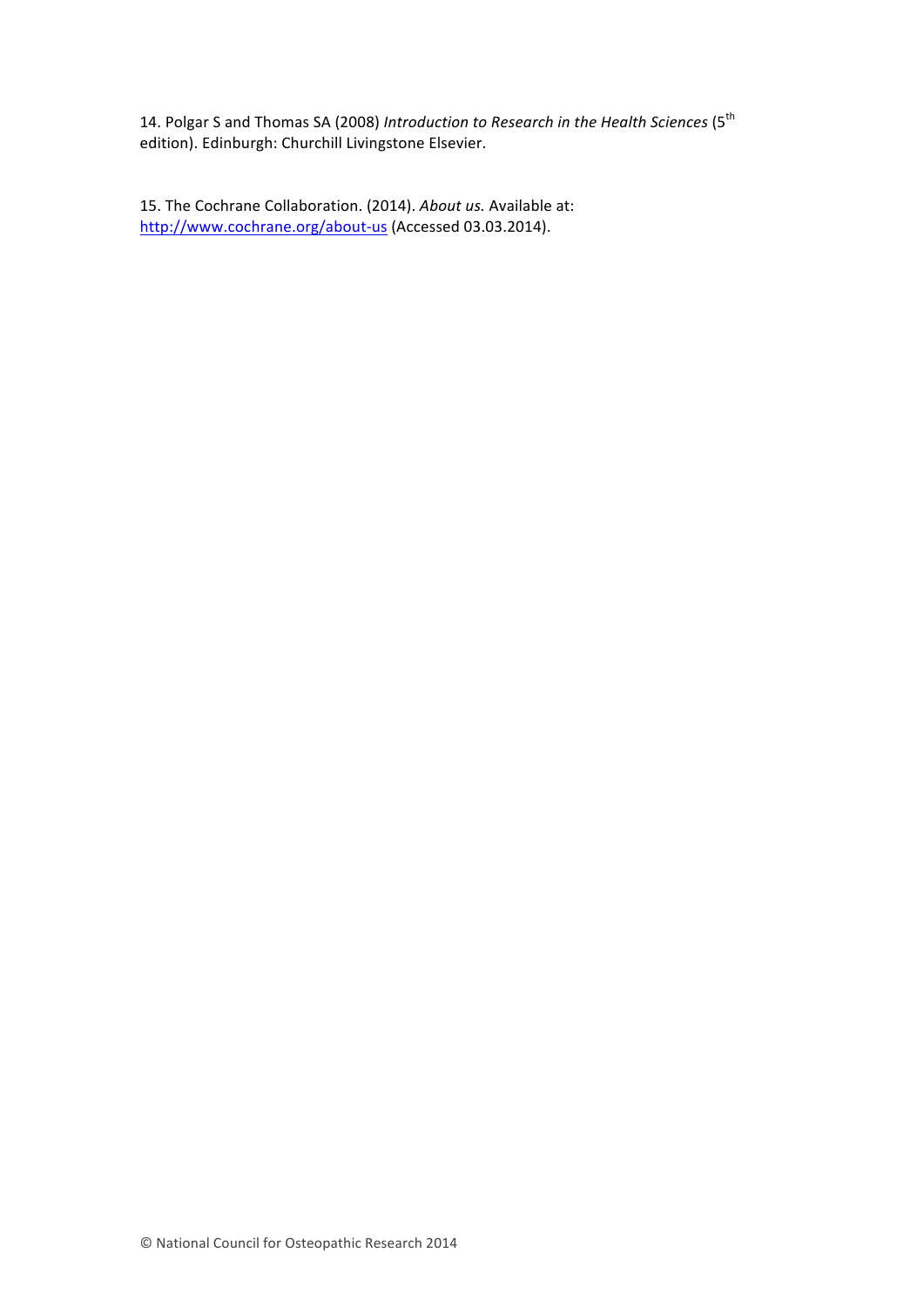14. Polgar S and Thomas SA (2008) *Introduction to Research in the Health Sciences* (5th edition). Edinburgh: Churchill Livingstone Elsevier.

15. The Cochrane Collaboration. (2014). *About us.* Available at: http://www.cochrane.org/about-us (Accessed 03.03.2014).

© National Council for Osteopathic Research 2014